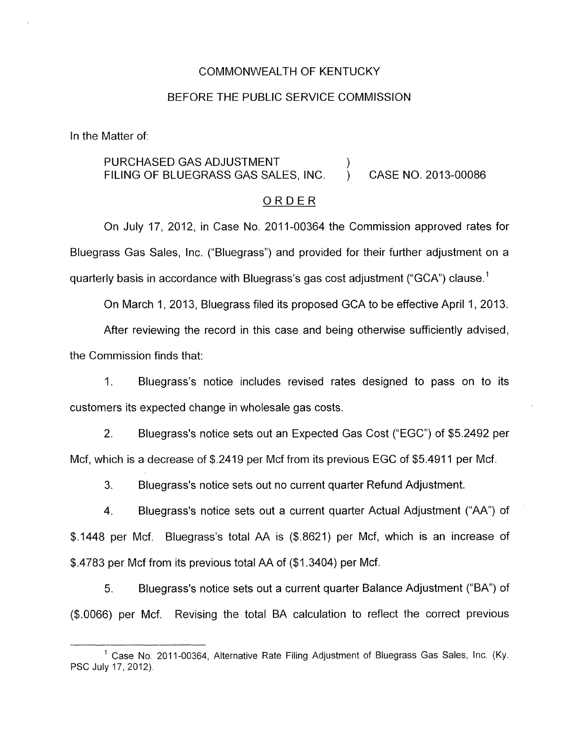COMMONWEALTH OF KENTUCKY

BEFORE THE PUBLIC SERVICE COMMISSION

In the Matter of:

PURCHASED GAS ADJUSTMENT FILING OF BLUEGRASS GAS SALES, INC. ) CASE NO. 2013-00086

## ORDER

On July 17, 2012, in Case No. 2011-00364 the Commission approved rates for Bluegrass Gas Sales, Inc. ("Bluegrass") and provided for their further adjustment on a quarterly basis in accordance with Bluegrass's gas cost adjustment ("GCA") clause.[1]

On March 1, 2013, Bluegrass filed its proposed GCA to be effective April 1, 2013.

After reviewing the record in this case and being otherwise sufficiently advised, the Commission finds that:

1. Bluegrass's notice includes revised rates designed to pass on to its customers its expected change in wholesale gas costs.

2. Bluegrass's notice sets out an Expected Gas Cost ("EGC") of $5.2492 per Mcf, which is a decrease of $.2419 per Mcf from its previous EGC of $5.4911 per Mcf.

3. Bluegrass's notice sets out no current quarter Refund Adjustment.

4. Bluegrass's notice sets out a current quarter Actual Adjustment ("AA") of $.1448 per Mcf. Bluegrass's total AA is ($.8621) per Mcf, which is an increase of $.4783 per Mcf from its previous total AA of ($1.3404) per Mcf.

5. Bluegrass's notice sets out a current quarter Balance Adjustment ("BA") of ($.0066) per Mcf. Revising the total BA calculation to reflect the correct previous

---

[1] Case No. 2011-00364, Alternative Rate Filing Adjustment of Bluegrass Gas Sales, Inc. (Ky. PSC July 17, 2012).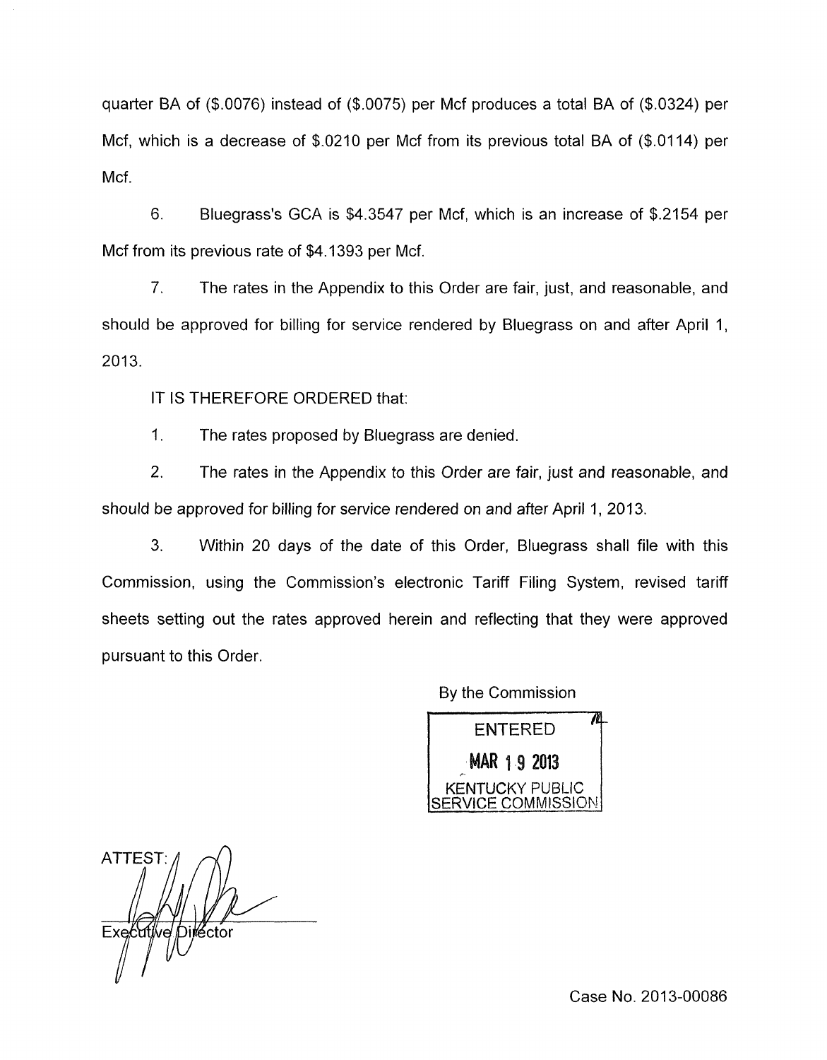quarter BA of ($.0076) instead of ($.0075) per Mcf produces a total BA of ($.0324) per Mcf, which is a decrease of $.0210 per Mcf from its previous total BA of ($.0114) per Mcf.

6. Bluegrass's GCA is $4.3547 per Mcf, which is an increase of $.2154 per Mcf from its previous rate of $4.1393 per Mcf.

7. The rates in the Appendix to this Order are fair, just, and reasonable, and should be approved for billing for service rendered by Bluegrass on and after April 1, 2013.

IT IS THEREFORE ORDERED that:

1. The rates proposed by Bluegrass are denied.

2. The rates in the Appendix to this Order are fair, just and reasonable, and should be approved for billing for service rendered on and after April 1, 2013.

3. Within 20 days of the date of this Order, Bluegrass shall file with this Commission, using the Commission's electronic Tariff Filing System, revised tariff sheets setting out the rates approved herein and reflecting that they were approved pursuant to this Order.

By the Commission

ENTERED
MAR 19 2013
KENTUCKY PUBLIC SERVICE COMMISSION

ATTEST:

Executive Director

Case No. 2013-00086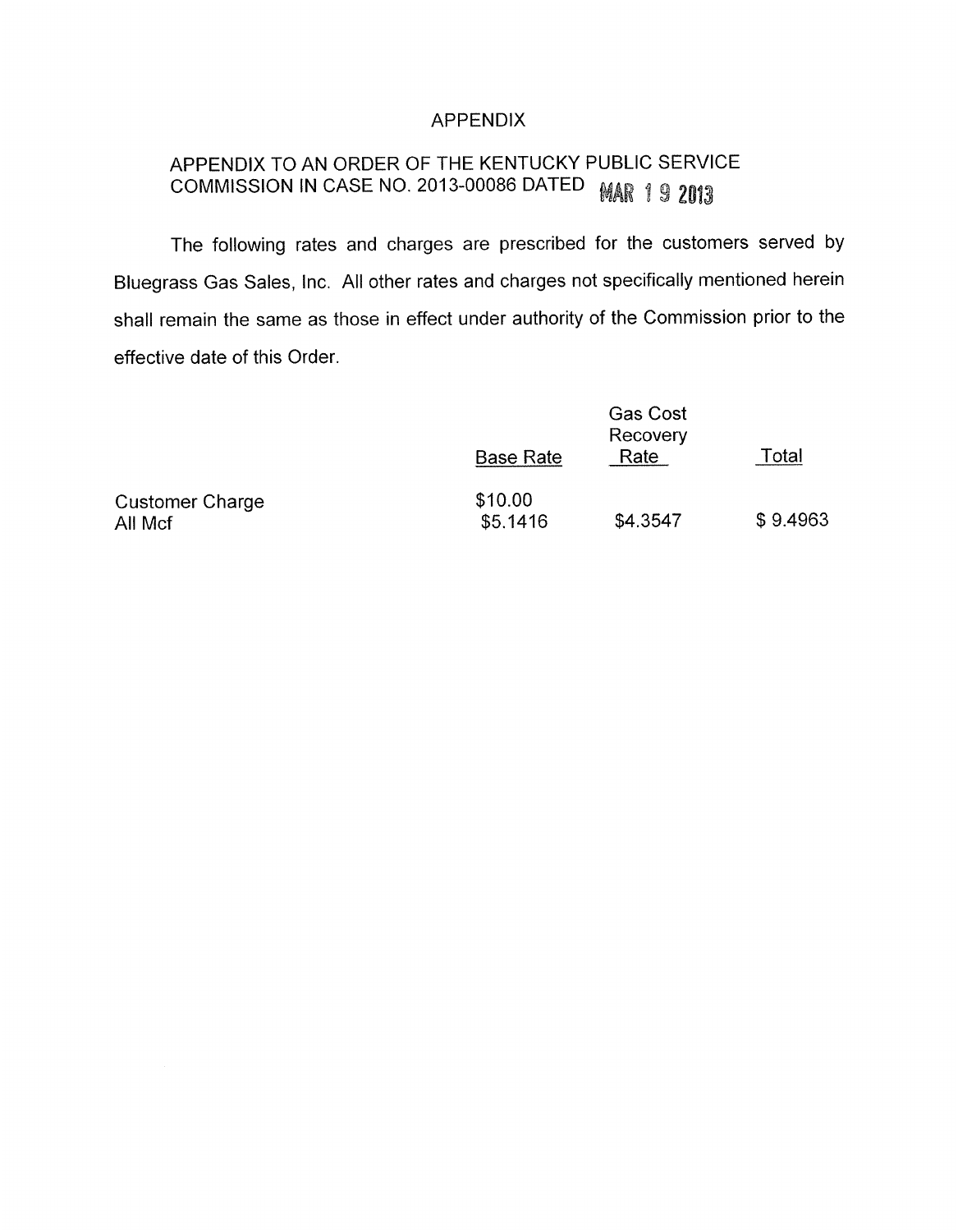APPENDIX

APPENDIX TO AN ORDER OF THE KENTUCKY PUBLIC SERVICE COMMISSION IN CASE NO. 2013-00086 DATED MAR 19 2013

The following rates and charges are prescribed for the customers served by Bluegrass Gas Sales, Inc. All other rates and charges not specifically mentioned herein shall remain the same as those in effect under authority of the Commission prior to the effective date of this Order.

| | Base Rate | Gas Cost Recovery Rate | Total |
|---|---|---|---|
| Customer Charge | $10.00 | | |
| All Mcf | $5.1416 | $4.3547 | $ 9.4963 |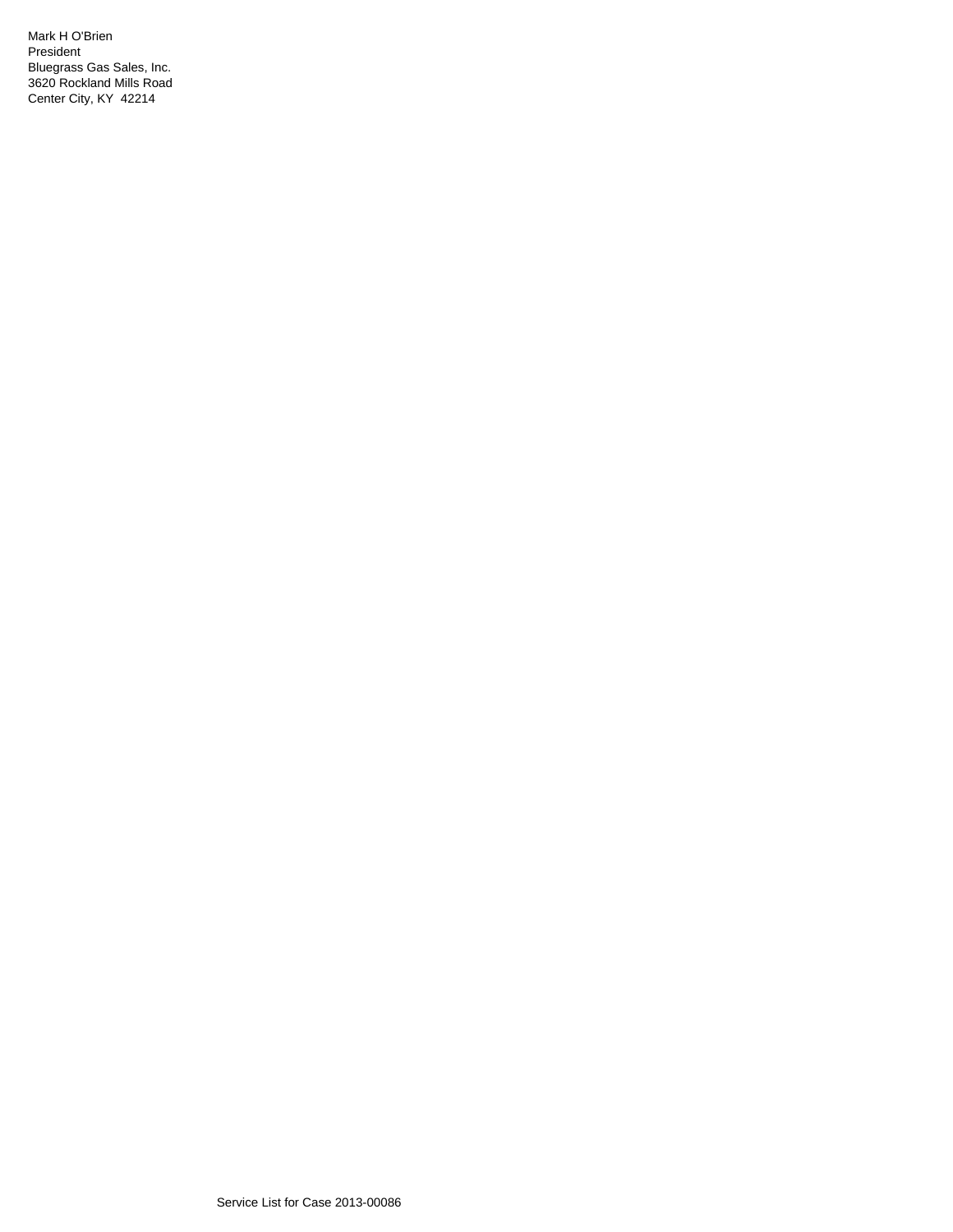Mark H O'Brien
President
Bluegrass Gas Sales, Inc.
3620 Rockland Mills Road
Center City, KY  42214